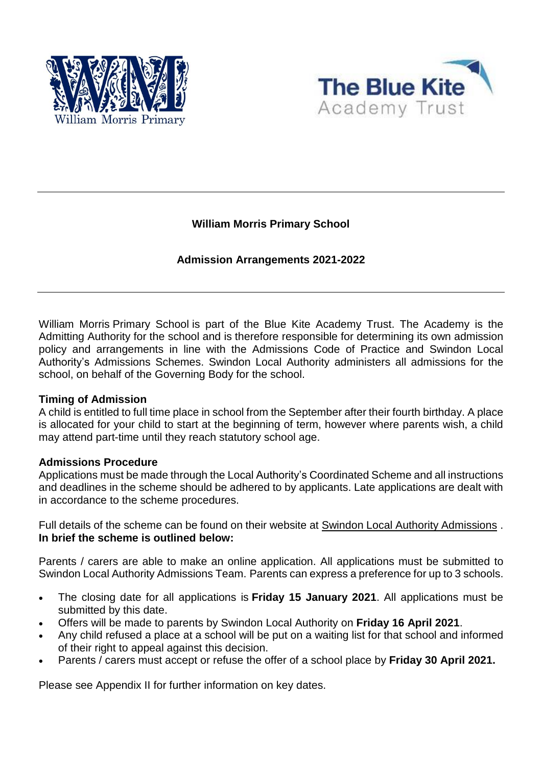# William Morris Primary School

## Admission Arrangements 2021-2022

William Morris Primary School is part of the Blue Kite Academy Trust. The Academy is the Admitting Authority for the school and is therefore responsible for determining its own admission policy and arrangements in line with the Admissions Code of Practice and Swindon Local Authority's Admissions Schemes. Swindon Local Authority administers all admissions for the school, on behalf of the Governing Body for the school.

### Timing of Admission

A child is entitled to full time place in school from the September after their fourth birthday. A place is allocated for your child to start at the beginning of term, however where parents wish, a child may attend part-time until they reach statutory school age.

### Admissions Procedure

Applications must be made through the Local Authority's Coordinated Scheme and all instructions and deadlines in the scheme should be adhered to by applicants. Late applications are dealt with in accordance to the scheme procedures.

Full details of the scheme can be found on their website at Swindon Local Authority Admissions . **In brief the scheme is outlined below:**

Parents / carers are able to make an online application. All applications must be submitted to Swindon Local Authority Admissions Team. Parents can express a preference for up to 3 schools.

- The closing date for all applications is **Friday 15 January 2021**. All applications must be submitted by this date.
- Offers will be made to parents by Swindon Local Authority on **Friday 16 April 2021**.
- Any child refused a place at a school will be put on a waiting list for that school and informed of their right to appeal against this decision.
- Parents / carers must accept or refuse the offer of a school place by **Friday 30 April 2021.**

Please see Appendix II for further information on key dates.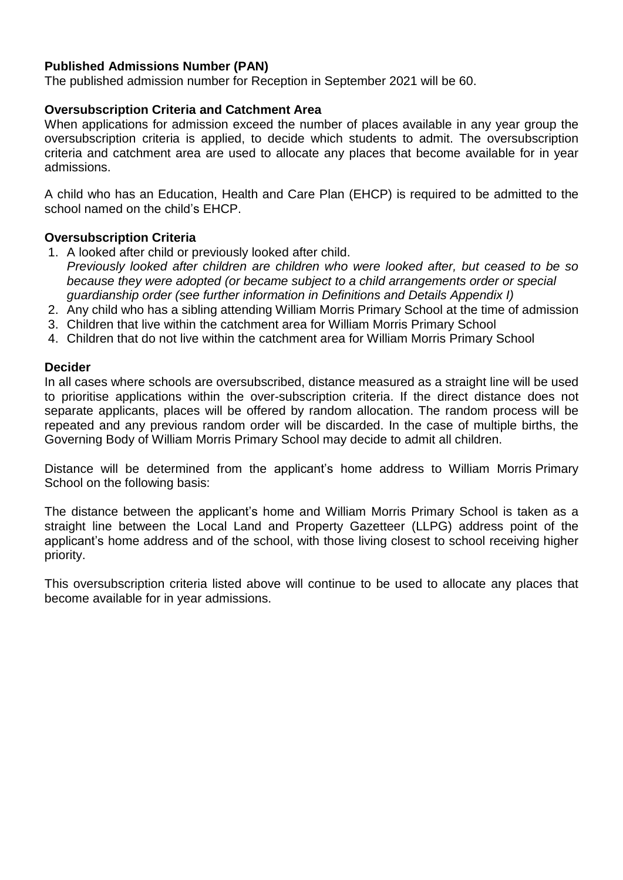**Published Admissions Number (PAN)**

The published admission number for Reception in September 2021 will be 60.

**Oversubscription Criteria and Catchment Area**

When applications for admission exceed the number of places available in any year group the oversubscription criteria is applied, to decide which students to admit. The oversubscription criteria and catchment area are used to allocate any places that become available for in year admissions.

A child who has an Education, Health and Care Plan (EHCP) is required to be admitted to the school named on the child's EHCP.

**Oversubscription Criteria**

1. A looked after child or previously looked after child.
   *Previously looked after children are children who were looked after, but ceased to be so because they were adopted (or became subject to a child arrangements order or special guardianship order (see further information in Definitions and Details Appendix I)*
2. Any child who has a sibling attending William Morris Primary School at the time of admission
3. Children that live within the catchment area for William Morris Primary School
4. Children that do not live within the catchment area for William Morris Primary School

**Decider**

In all cases where schools are oversubscribed, distance measured as a straight line will be used to prioritise applications within the over-subscription criteria. If the direct distance does not separate applicants, places will be offered by random allocation. The random process will be repeated and any previous random order will be discarded. In the case of multiple births, the Governing Body of William Morris Primary School may decide to admit all children.

Distance will be determined from the applicant's home address to William Morris Primary School on the following basis:

The distance between the applicant's home and William Morris Primary School is taken as a straight line between the Local Land and Property Gazetteer (LLPG) address point of the applicant's home address and of the school, with those living closest to school receiving higher priority.

This oversubscription criteria listed above will continue to be used to allocate any places that become available for in year admissions.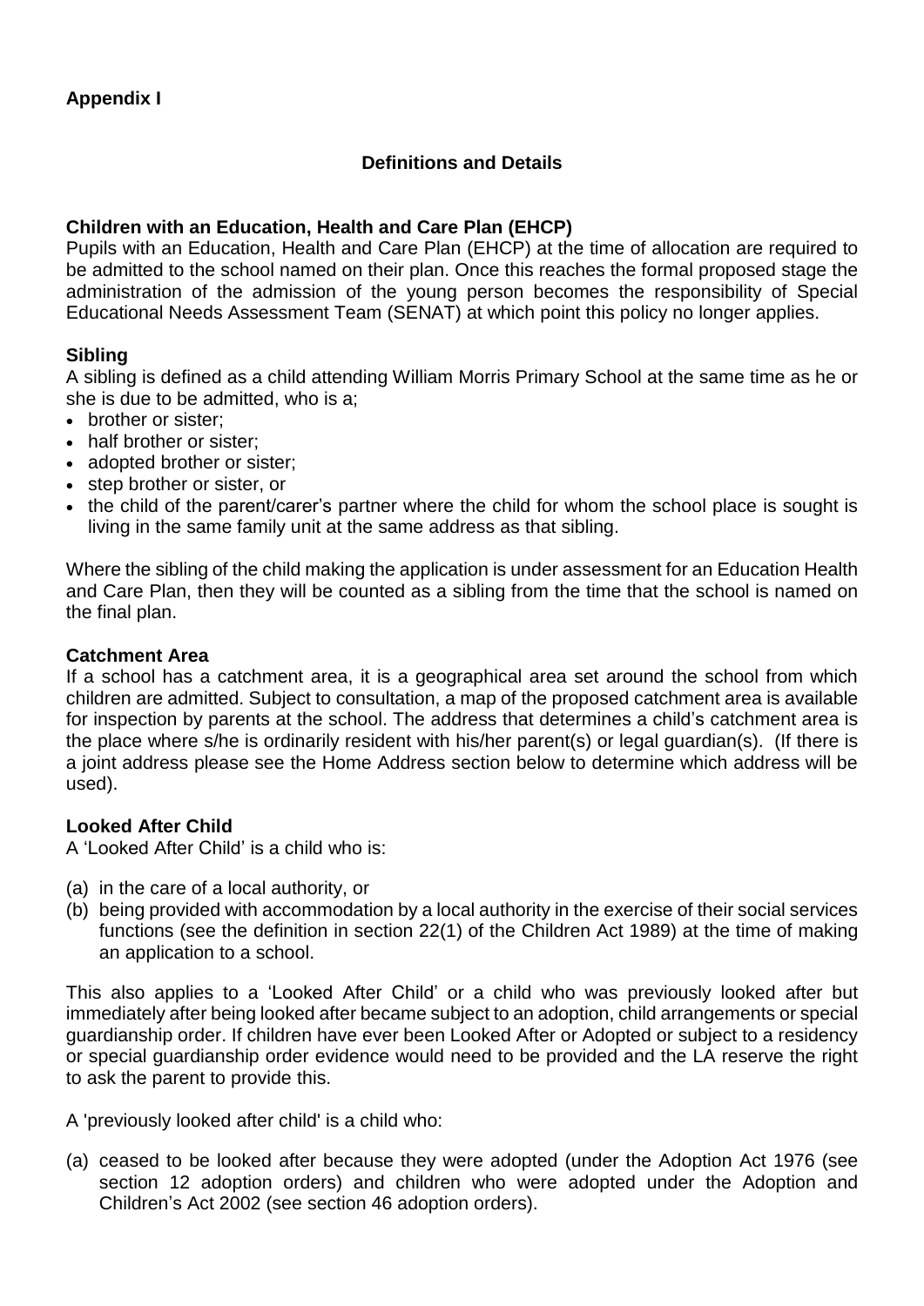**Appendix I**

## Definitions and Details

### Children with an Education, Health and Care Plan (EHCP)

Pupils with an Education, Health and Care Plan (EHCP) at the time of allocation are required to be admitted to the school named on their plan. Once this reaches the formal proposed stage the administration of the admission of the young person becomes the responsibility of Special Educational Needs Assessment Team (SENAT) at which point this policy no longer applies.

### Sibling

A sibling is defined as a child attending William Morris Primary School at the same time as he or she is due to be admitted, who is a;

- brother or sister;
- half brother or sister;
- adopted brother or sister;
- step brother or sister, or
- the child of the parent/carer's partner where the child for whom the school place is sought is living in the same family unit at the same address as that sibling.

Where the sibling of the child making the application is under assessment for an Education Health and Care Plan, then they will be counted as a sibling from the time that the school is named on the final plan.

### Catchment Area

If a school has a catchment area, it is a geographical area set around the school from which children are admitted. Subject to consultation, a map of the proposed catchment area is available for inspection by parents at the school. The address that determines a child's catchment area is the place where s/he is ordinarily resident with his/her parent(s) or legal guardian(s). (If there is a joint address please see the Home Address section below to determine which address will be used).

### Looked After Child

A 'Looked After Child' is a child who is:

(a) in the care of a local authority, or
(b) being provided with accommodation by a local authority in the exercise of their social services functions (see the definition in section 22(1) of the Children Act 1989) at the time of making an application to a school.

This also applies to a 'Looked After Child' or a child who was previously looked after but immediately after being looked after became subject to an adoption, child arrangements or special guardianship order. If children have ever been Looked After or Adopted or subject to a residency or special guardianship order evidence would need to be provided and the LA reserve the right to ask the parent to provide this.

A 'previously looked after child' is a child who:

(a) ceased to be looked after because they were adopted (under the Adoption Act 1976 (see section 12 adoption orders) and children who were adopted under the Adoption and Children's Act 2002 (see section 46 adoption orders).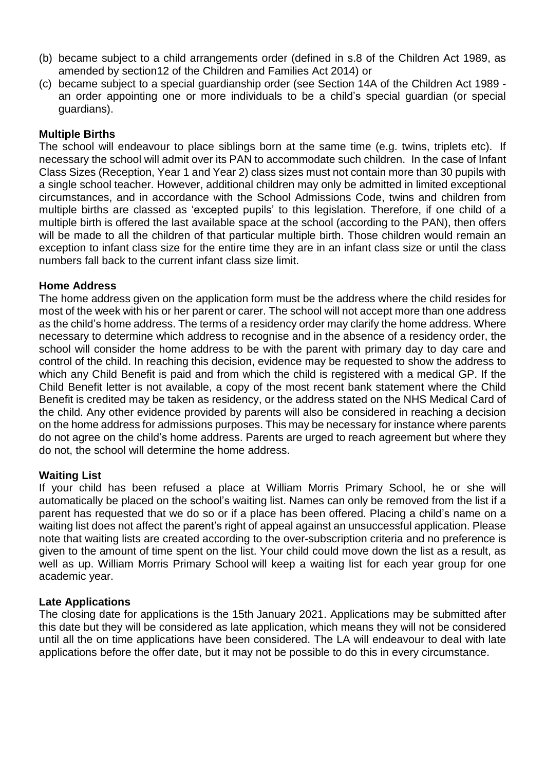(b) became subject to a child arrangements order (defined in s.8 of the Children Act 1989, as amended by section12 of the Children and Families Act 2014) or

(c) became subject to a special guardianship order (see Section 14A of the Children Act 1989 - an order appointing one or more individuals to be a child's special guardian (or special guardians).

**Multiple Births**

The school will endeavour to place siblings born at the same time (e.g. twins, triplets etc). If necessary the school will admit over its PAN to accommodate such children. In the case of Infant Class Sizes (Reception, Year 1 and Year 2) class sizes must not contain more than 30 pupils with a single school teacher. However, additional children may only be admitted in limited exceptional circumstances, and in accordance with the School Admissions Code, twins and children from multiple births are classed as 'excepted pupils' to this legislation. Therefore, if one child of a multiple birth is offered the last available space at the school (according to the PAN), then offers will be made to all the children of that particular multiple birth. Those children would remain an exception to infant class size for the entire time they are in an infant class size or until the class numbers fall back to the current infant class size limit.

**Home Address**

The home address given on the application form must be the address where the child resides for most of the week with his or her parent or carer. The school will not accept more than one address as the child's home address. The terms of a residency order may clarify the home address. Where necessary to determine which address to recognise and in the absence of a residency order, the school will consider the home address to be with the parent with primary day to day care and control of the child. In reaching this decision, evidence may be requested to show the address to which any Child Benefit is paid and from which the child is registered with a medical GP. If the Child Benefit letter is not available, a copy of the most recent bank statement where the Child Benefit is credited may be taken as residency, or the address stated on the NHS Medical Card of the child. Any other evidence provided by parents will also be considered in reaching a decision on the home address for admissions purposes. This may be necessary for instance where parents do not agree on the child's home address. Parents are urged to reach agreement but where they do not, the school will determine the home address.

**Waiting List**

If your child has been refused a place at William Morris Primary School, he or she will automatically be placed on the school's waiting list. Names can only be removed from the list if a parent has requested that we do so or if a place has been offered. Placing a child's name on a waiting list does not affect the parent's right of appeal against an unsuccessful application. Please note that waiting lists are created according to the over-subscription criteria and no preference is given to the amount of time spent on the list. Your child could move down the list as a result, as well as up. William Morris Primary School will keep a waiting list for each year group for one academic year.

**Late Applications**

The closing date for applications is the 15th January 2021. Applications may be submitted after this date but they will be considered as late application, which means they will not be considered until all the on time applications have been considered. The LA will endeavour to deal with late applications before the offer date, but it may not be possible to do this in every circumstance.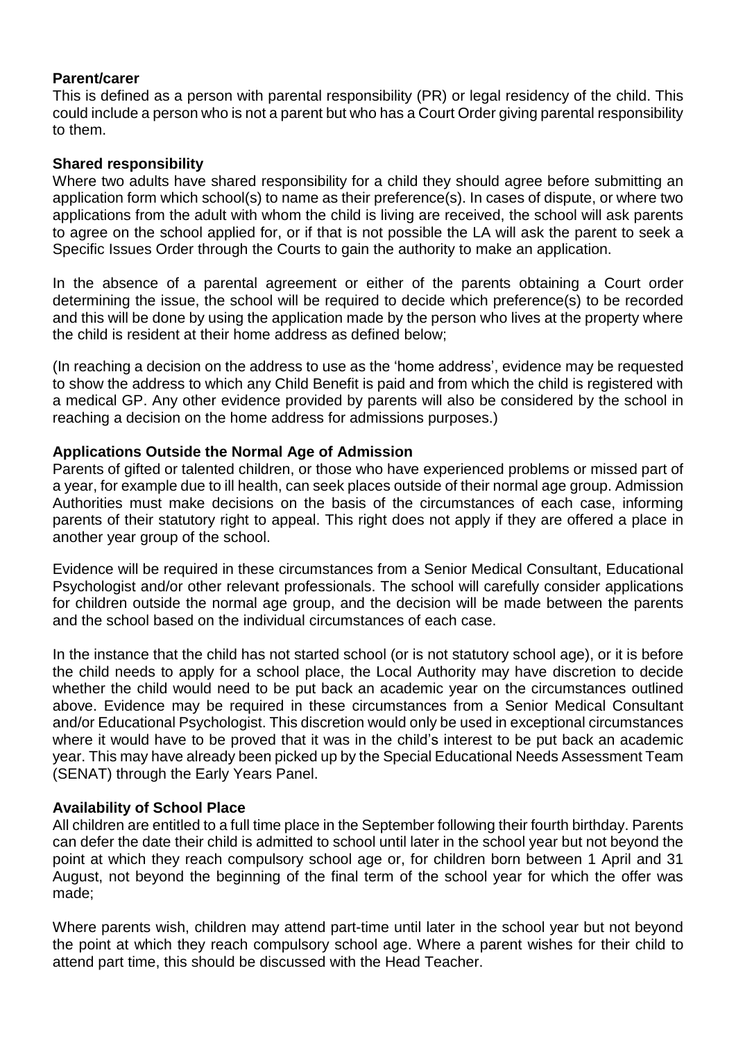**Parent/carer**

This is defined as a person with parental responsibility (PR) or legal residency of the child. This could include a person who is not a parent but who has a Court Order giving parental responsibility to them.

**Shared responsibility**

Where two adults have shared responsibility for a child they should agree before submitting an application form which school(s) to name as their preference(s). In cases of dispute, or where two applications from the adult with whom the child is living are received, the school will ask parents to agree on the school applied for, or if that is not possible the LA will ask the parent to seek a Specific Issues Order through the Courts to gain the authority to make an application.

In the absence of a parental agreement or either of the parents obtaining a Court order determining the issue, the school will be required to decide which preference(s) to be recorded and this will be done by using the application made by the person who lives at the property where the child is resident at their home address as defined below;

(In reaching a decision on the address to use as the 'home address', evidence may be requested to show the address to which any Child Benefit is paid and from which the child is registered with a medical GP. Any other evidence provided by parents will also be considered by the school in reaching a decision on the home address for admissions purposes.)

**Applications Outside the Normal Age of Admission**

Parents of gifted or talented children, or those who have experienced problems or missed part of a year, for example due to ill health, can seek places outside of their normal age group. Admission Authorities must make decisions on the basis of the circumstances of each case, informing parents of their statutory right to appeal. This right does not apply if they are offered a place in another year group of the school.

Evidence will be required in these circumstances from a Senior Medical Consultant, Educational Psychologist and/or other relevant professionals. The school will carefully consider applications for children outside the normal age group, and the decision will be made between the parents and the school based on the individual circumstances of each case.

In the instance that the child has not started school (or is not statutory school age), or it is before the child needs to apply for a school place, the Local Authority may have discretion to decide whether the child would need to be put back an academic year on the circumstances outlined above. Evidence may be required in these circumstances from a Senior Medical Consultant and/or Educational Psychologist. This discretion would only be used in exceptional circumstances where it would have to be proved that it was in the child's interest to be put back an academic year. This may have already been picked up by the Special Educational Needs Assessment Team (SENAT) through the Early Years Panel.

**Availability of School Place**

All children are entitled to a full time place in the September following their fourth birthday. Parents can defer the date their child is admitted to school until later in the school year but not beyond the point at which they reach compulsory school age or, for children born between 1 April and 31 August, not beyond the beginning of the final term of the school year for which the offer was made;

Where parents wish, children may attend part-time until later in the school year but not beyond the point at which they reach compulsory school age. Where a parent wishes for their child to attend part time, this should be discussed with the Head Teacher.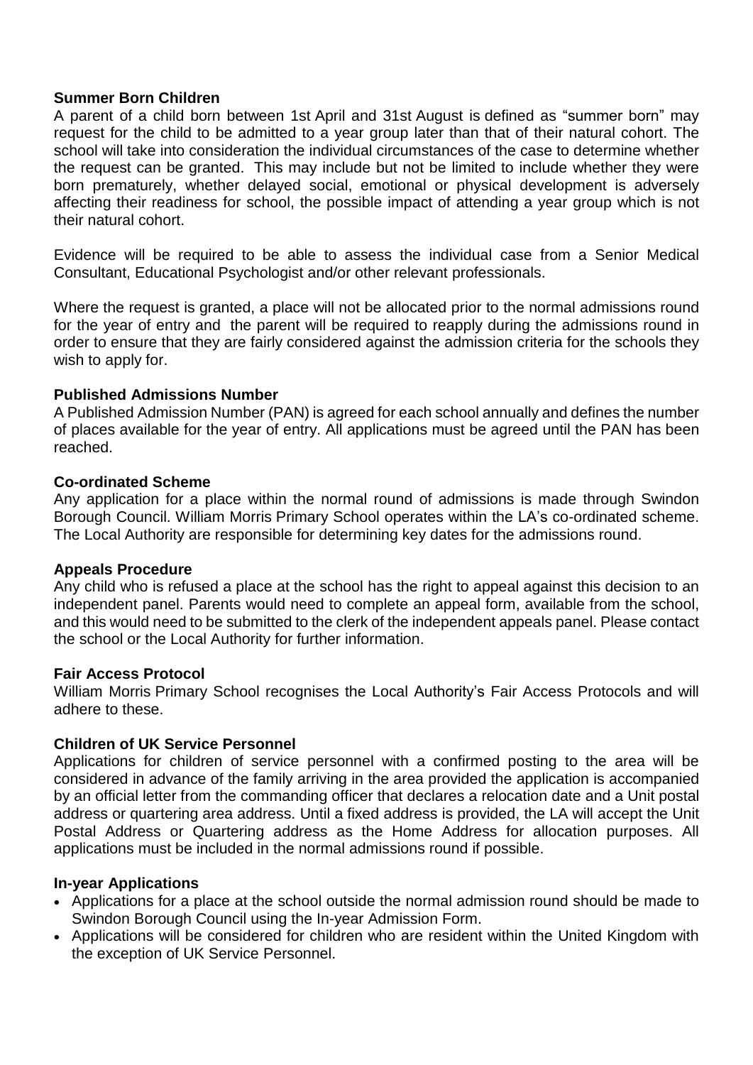**Summer Born Children**

A parent of a child born between 1st April and 31st August is defined as "summer born" may request for the child to be admitted to a year group later than that of their natural cohort. The school will take into consideration the individual circumstances of the case to determine whether the request can be granted. This may include but not be limited to include whether they were born prematurely, whether delayed social, emotional or physical development is adversely affecting their readiness for school, the possible impact of attending a year group which is not their natural cohort.

Evidence will be required to be able to assess the individual case from a Senior Medical Consultant, Educational Psychologist and/or other relevant professionals.

Where the request is granted, a place will not be allocated prior to the normal admissions round for the year of entry and the parent will be required to reapply during the admissions round in order to ensure that they are fairly considered against the admission criteria for the schools they wish to apply for.

**Published Admissions Number**

A Published Admission Number (PAN) is agreed for each school annually and defines the number of places available for the year of entry. All applications must be agreed until the PAN has been reached.

**Co-ordinated Scheme**

Any application for a place within the normal round of admissions is made through Swindon Borough Council. William Morris Primary School operates within the LA's co-ordinated scheme. The Local Authority are responsible for determining key dates for the admissions round.

**Appeals Procedure**

Any child who is refused a place at the school has the right to appeal against this decision to an independent panel. Parents would need to complete an appeal form, available from the school, and this would need to be submitted to the clerk of the independent appeals panel. Please contact the school or the Local Authority for further information.

**Fair Access Protocol**

William Morris Primary School recognises the Local Authority's Fair Access Protocols and will adhere to these.

**Children of UK Service Personnel**

Applications for children of service personnel with a confirmed posting to the area will be considered in advance of the family arriving in the area provided the application is accompanied by an official letter from the commanding officer that declares a relocation date and a Unit postal address or quartering area address. Until a fixed address is provided, the LA will accept the Unit Postal Address or Quartering address as the Home Address for allocation purposes. All applications must be included in the normal admissions round if possible.

**In-year Applications**

- Applications for a place at the school outside the normal admission round should be made to Swindon Borough Council using the In-year Admission Form.
- Applications will be considered for children who are resident within the United Kingdom with the exception of UK Service Personnel.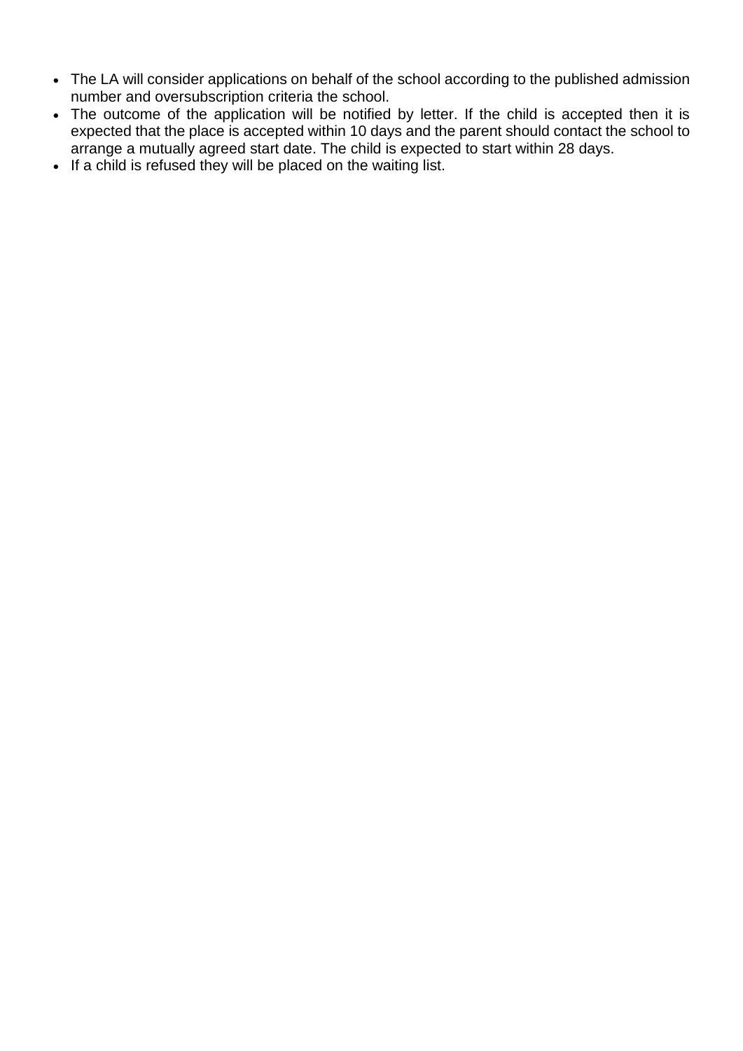- The LA will consider applications on behalf of the school according to the published admission number and oversubscription criteria the school.
- The outcome of the application will be notified by letter. If the child is accepted then it is expected that the place is accepted within 10 days and the parent should contact the school to arrange a mutually agreed start date. The child is expected to start within 28 days.
- If a child is refused they will be placed on the waiting list.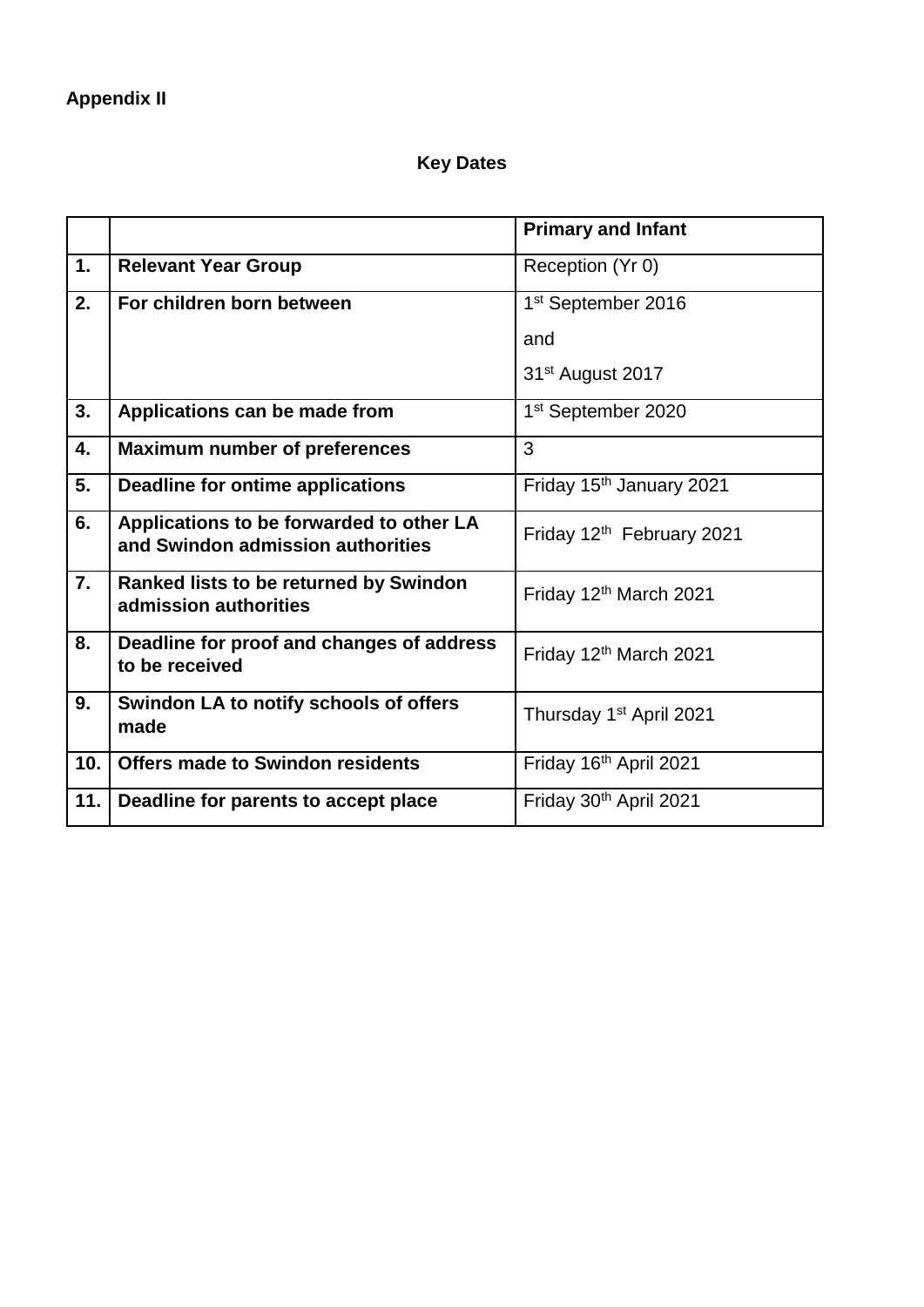**Appendix II**

## Key Dates

| | | Primary and Infant |
|---|---|---|
| **1.** | **Relevant Year Group** | Reception (Yr 0) |
| **2.** | **For children born between** | 1st September 2016 and 31st August 2017 |
| **3.** | **Applications can be made from** | 1st September 2020 |
| **4.** | **Maximum number of preferences** | 3 |
| **5.** | **Deadline for ontime applications** | Friday 15th January 2021 |
| **6.** | **Applications to be forwarded to other LA and Swindon admission authorities** | Friday 12th February 2021 |
| **7.** | **Ranked lists to be returned by Swindon admission authorities** | Friday 12th March 2021 |
| **8.** | **Deadline for proof and changes of address to be received** | Friday 12th March 2021 |
| **9.** | **Swindon LA to notify schools of offers made** | Thursday 1st April 2021 |
| **10.** | **Offers made to Swindon residents** | Friday 16th April 2021 |
| **11.** | **Deadline for parents to accept place** | Friday 30th April 2021 |